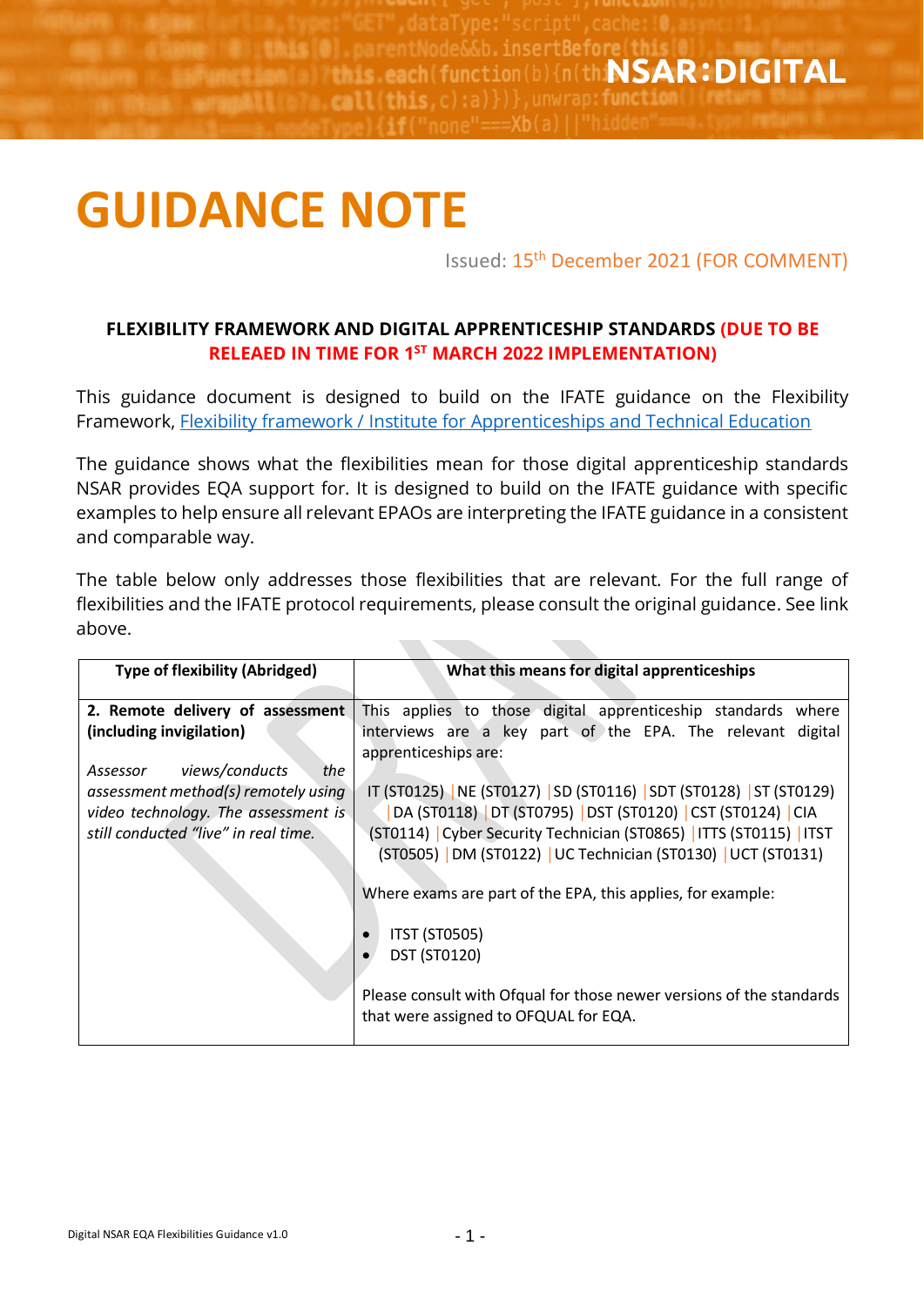NSAR:DIGITAL

# GUIDANCE NOTE

Issued: 15th December 2021 (FOR COMMENT)

**FLEXIBILITY FRAMEWORK AND DIGITAL APPRENTICESHIP STANDARDS (DUE TO BE RELEAED IN TIME FOR 1ST MARCH 2022 IMPLEMENTATION)**

This guidance document is designed to build on the IFATE guidance on the Flexibility Framework, [Flexibility framework / Institute for Apprenticeships and Technical Education]

The guidance shows what the flexibilities mean for those digital apprenticeship standards NSAR provides EQA support for. It is designed to build on the IFATE guidance with specific examples to help ensure all relevant EPAOs are interpreting the IFATE guidance in a consistent and comparable way.

The table below only addresses those flexibilities that are relevant. For the full range of flexibilities and the IFATE protocol requirements, please consult the original guidance. See link above.

| Type of flexibility (Abridged) | What this means for digital apprenticeships |
|---|---|
| **2. Remote delivery of assessment (including invigilation)**<br><br>*Assessor views/conducts the assessment method(s) remotely using video technology. The assessment is still conducted "live" in real time.* | This applies to those digital apprenticeship standards where interviews are a key part of the EPA. The relevant digital apprenticeships are:<br><br>IT (ST0125) \| NE (ST0127) \| SD (ST0116) \| SDT (ST0128) \| ST (ST0129) \| DA (ST0118) \| DT (ST0795) \| DST (ST0120) \| CST (ST0124) \| CIA (ST0114) \| Cyber Security Technician (ST0865) \| ITTS (ST0115) \| ITST (ST0505) \| DM (ST0122) \| UC Technician (ST0130) \| UCT (ST0131)<br><br>Where exams are part of the EPA, this applies, for example:<br><br>• ITST (ST0505)<br>• DST (ST0120)<br><br>Please consult with Ofqual for those newer versions of the standards that were assigned to OFQUAL for EQA. |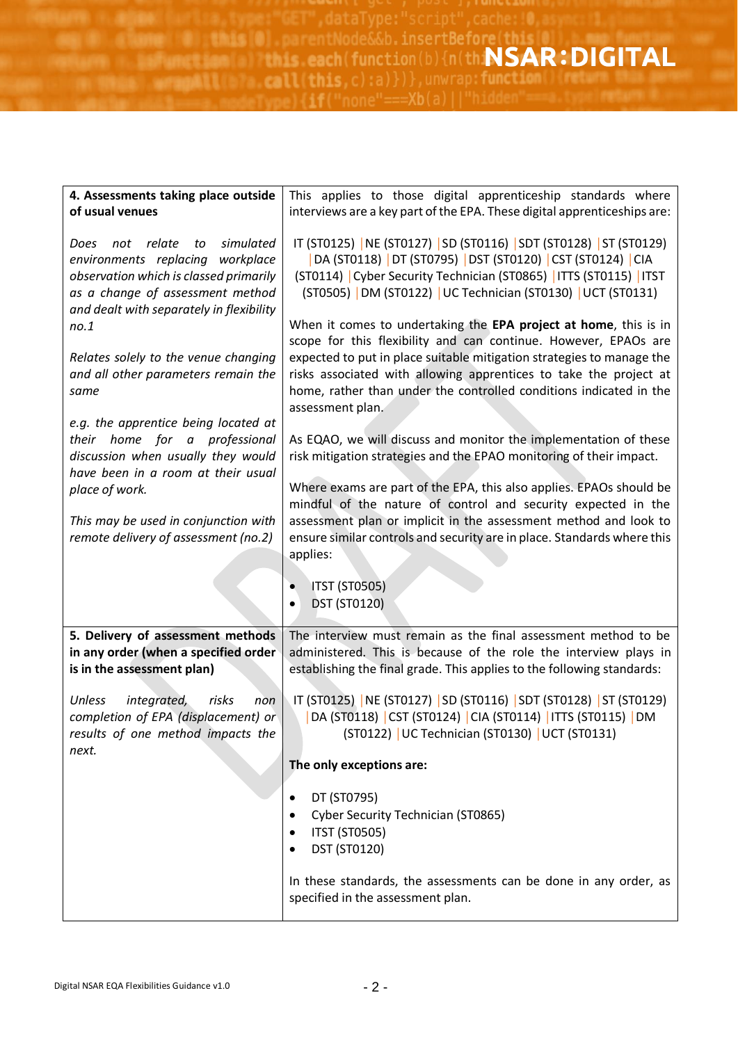| | |
|---|---|
| **4. Assessments taking place outside of usual venues**<br><br>*Does not relate to simulated environments replacing workplace observation which is classed primarily as a change of assessment method and dealt with separately in flexibility no.1*<br><br>*Relates solely to the venue changing and all other parameters remain the same*<br><br>*e.g. the apprentice being located at their home for a professional discussion when usually they would have been in a room at their usual place of work.*<br><br>*This may be used in conjunction with remote delivery of assessment (no.2)* | This applies to those digital apprenticeship standards where interviews are a key part of the EPA. These digital apprenticeships are:<br><br>IT (ST0125) \| NE (ST0127) \| SD (ST0116) \| SDT (ST0128) \| ST (ST0129) \| DA (ST0118) \| DT (ST0795) \| DST (ST0120) \| CST (ST0124) \| CIA (ST0114) \| Cyber Security Technician (ST0865) \| ITTS (ST0115) \| ITST (ST0505) \| DM (ST0122) \| UC Technician (ST0130) \| UCT (ST0131)<br><br>When it comes to undertaking the **EPA project at home**, this is in scope for this flexibility and can continue. However, EPAOs are expected to put in place suitable mitigation strategies to manage the risks associated with allowing apprentices to take the project at home, rather than under the controlled conditions indicated in the assessment plan.<br><br>As EQAO, we will discuss and monitor the implementation of these risk mitigation strategies and the EPAO monitoring of their impact.<br><br>Where exams are part of the EPA, this also applies. EPAOs should be mindful of the nature of control and security expected in the assessment plan or implicit in the assessment method and look to ensure similar controls and security are in place. Standards where this applies:<br><br>• ITST (ST0505)<br>• DST (ST0120) |
| **5. Delivery of assessment methods in any order (when a specified order is in the assessment plan)**<br><br>*Unless integrated, risks non completion of EPA (displacement) or results of one method impacts the next.* | The interview must remain as the final assessment method to be administered. This is because of the role the interview plays in establishing the final grade. This applies to the following standards:<br><br>IT (ST0125) \| NE (ST0127) \| SD (ST0116) \| SDT (ST0128) \| ST (ST0129) \| DA (ST0118) \| CST (ST0124) \| CIA (ST0114) \| ITTS (ST0115) \| DM (ST0122) \| UC Technician (ST0130) \| UCT (ST0131)<br><br>**The only exceptions are:**<br><br>• DT (ST0795)<br>• Cyber Security Technician (ST0865)<br>• ITST (ST0505)<br>• DST (ST0120)<br><br>In these standards, the assessments can be done in any order, as specified in the assessment plan. |